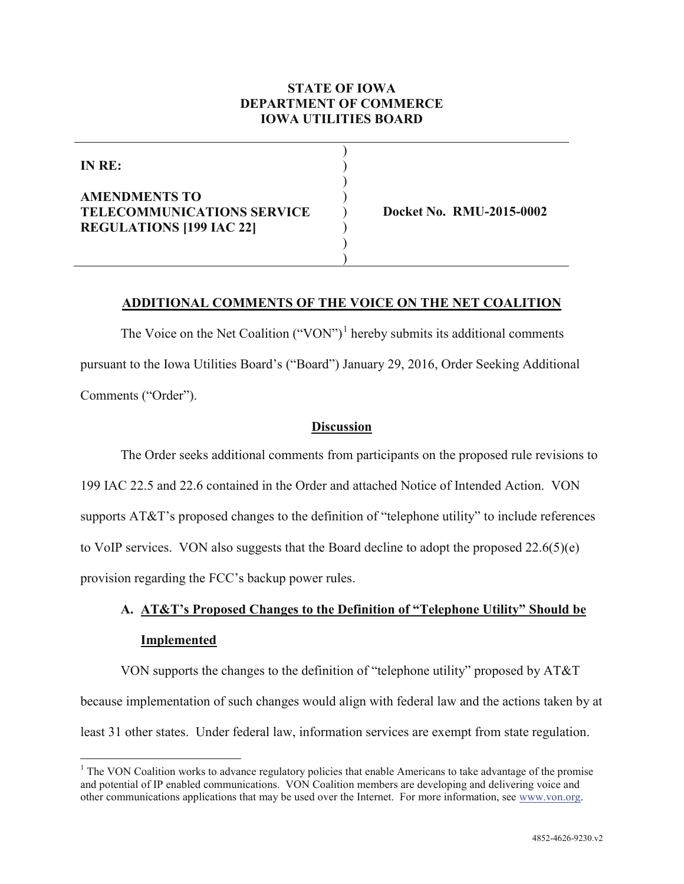**STATE OF IOWA**
**DEPARTMENT OF COMMERCE**
**IOWA UTILITIES BOARD**

| | |
|---|---|
| **IN RE:**<br><br>**AMENDMENTS TO TELECOMMUNICATIONS SERVICE REGULATIONS [199 IAC 22]** | **Docket No. RMU-2015-0002** |

## ADDITIONAL COMMENTS OF THE VOICE ON THE NET COALITION

The Voice on the Net Coalition ("VON")[1] hereby submits its additional comments pursuant to the Iowa Utilities Board's ("Board") January 29, 2016, Order Seeking Additional Comments ("Order").

### Discussion

The Order seeks additional comments from participants on the proposed rule revisions to 199 IAC 22.5 and 22.6 contained in the Order and attached Notice of Intended Action. VON supports AT&T's proposed changes to the definition of "telephone utility" to include references to VoIP services. VON also suggests that the Board decline to adopt the proposed 22.6(5)(e) provision regarding the FCC's backup power rules.

#### A. AT&T's Proposed Changes to the Definition of "Telephone Utility" Should be Implemented

VON supports the changes to the definition of "telephone utility" proposed by AT&T because implementation of such changes would align with federal law and the actions taken by at least 31 other states. Under federal law, information services are exempt from state regulation.

---

[1] The VON Coalition works to advance regulatory policies that enable Americans to take advantage of the promise and potential of IP enabled communications. VON Coalition members are developing and delivering voice and other communications applications that may be used over the Internet. For more information, see www.von.org.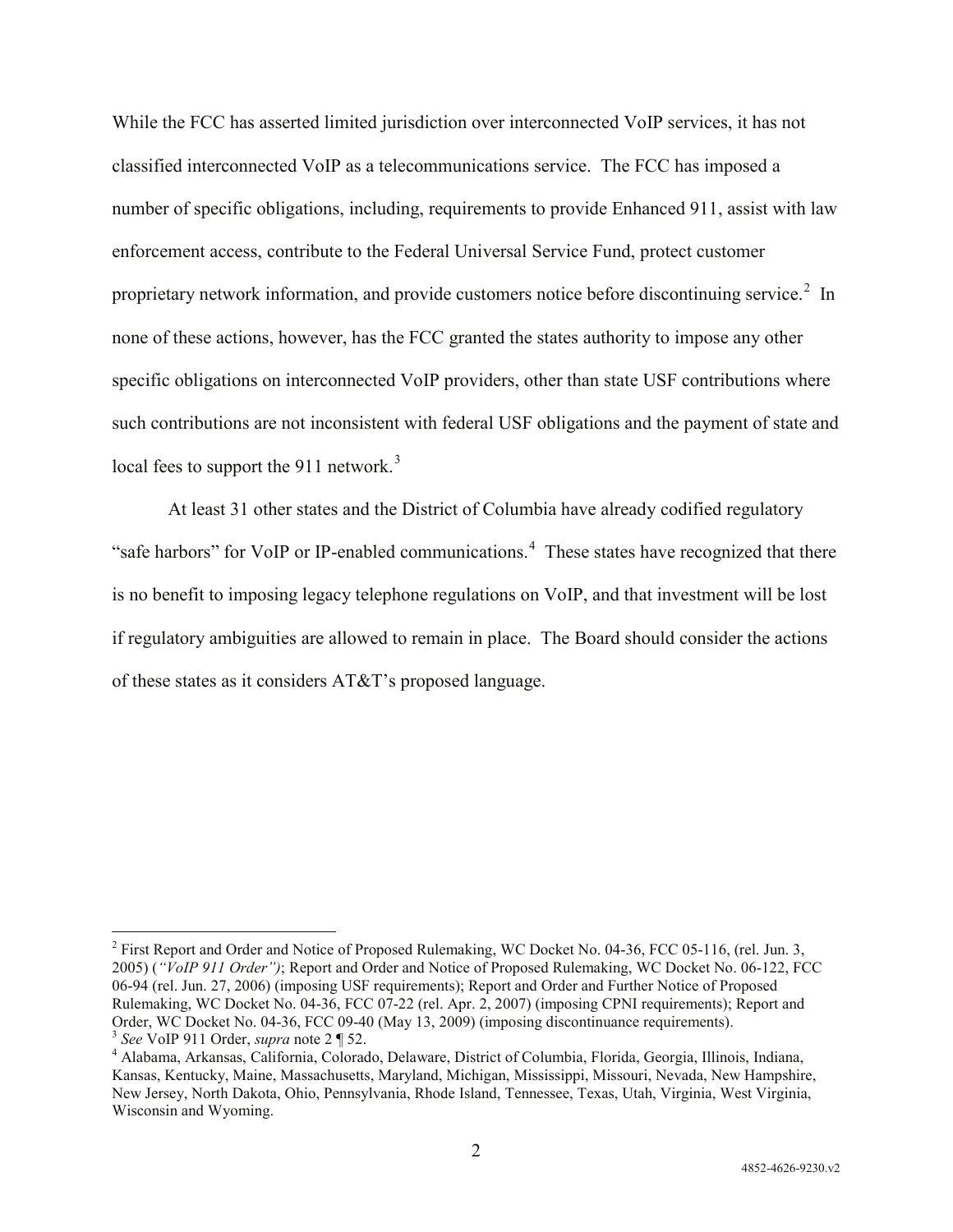While the FCC has asserted limited jurisdiction over interconnected VoIP services, it has not classified interconnected VoIP as a telecommunications service. The FCC has imposed a number of specific obligations, including, requirements to provide Enhanced 911, assist with law enforcement access, contribute to the Federal Universal Service Fund, protect customer proprietary network information, and provide customers notice before discontinuing service.[2] In none of these actions, however, has the FCC granted the states authority to impose any other specific obligations on interconnected VoIP providers, other than state USF contributions where such contributions are not inconsistent with federal USF obligations and the payment of state and local fees to support the 911 network.[3]

At least 31 other states and the District of Columbia have already codified regulatory "safe harbors" for VoIP or IP-enabled communications.[4] These states have recognized that there is no benefit to imposing legacy telephone regulations on VoIP, and that investment will be lost if regulatory ambiguities are allowed to remain in place. The Board should consider the actions of these states as it considers AT&T's proposed language.

---

[2] First Report and Order and Notice of Proposed Rulemaking, WC Docket No. 04-36, FCC 05-116, (rel. Jun. 3, 2005) (*"VoIP 911 Order")*; Report and Order and Notice of Proposed Rulemaking, WC Docket No. 06-122, FCC 06-94 (rel. Jun. 27, 2006) (imposing USF requirements); Report and Order and Further Notice of Proposed Rulemaking, WC Docket No. 04-36, FCC 07-22 (rel. Apr. 2, 2007) (imposing CPNI requirements); Report and Order, WC Docket No. 04-36, FCC 09-40 (May 13, 2009) (imposing discontinuance requirements).

[3] *See* VoIP 911 Order, *supra* note 2 ¶ 52.

[4] Alabama, Arkansas, California, Colorado, Delaware, District of Columbia, Florida, Georgia, Illinois, Indiana, Kansas, Kentucky, Maine, Massachusetts, Maryland, Michigan, Mississippi, Missouri, Nevada, New Hampshire, New Jersey, North Dakota, Ohio, Pennsylvania, Rhode Island, Tennessee, Texas, Utah, Virginia, West Virginia, Wisconsin and Wyoming.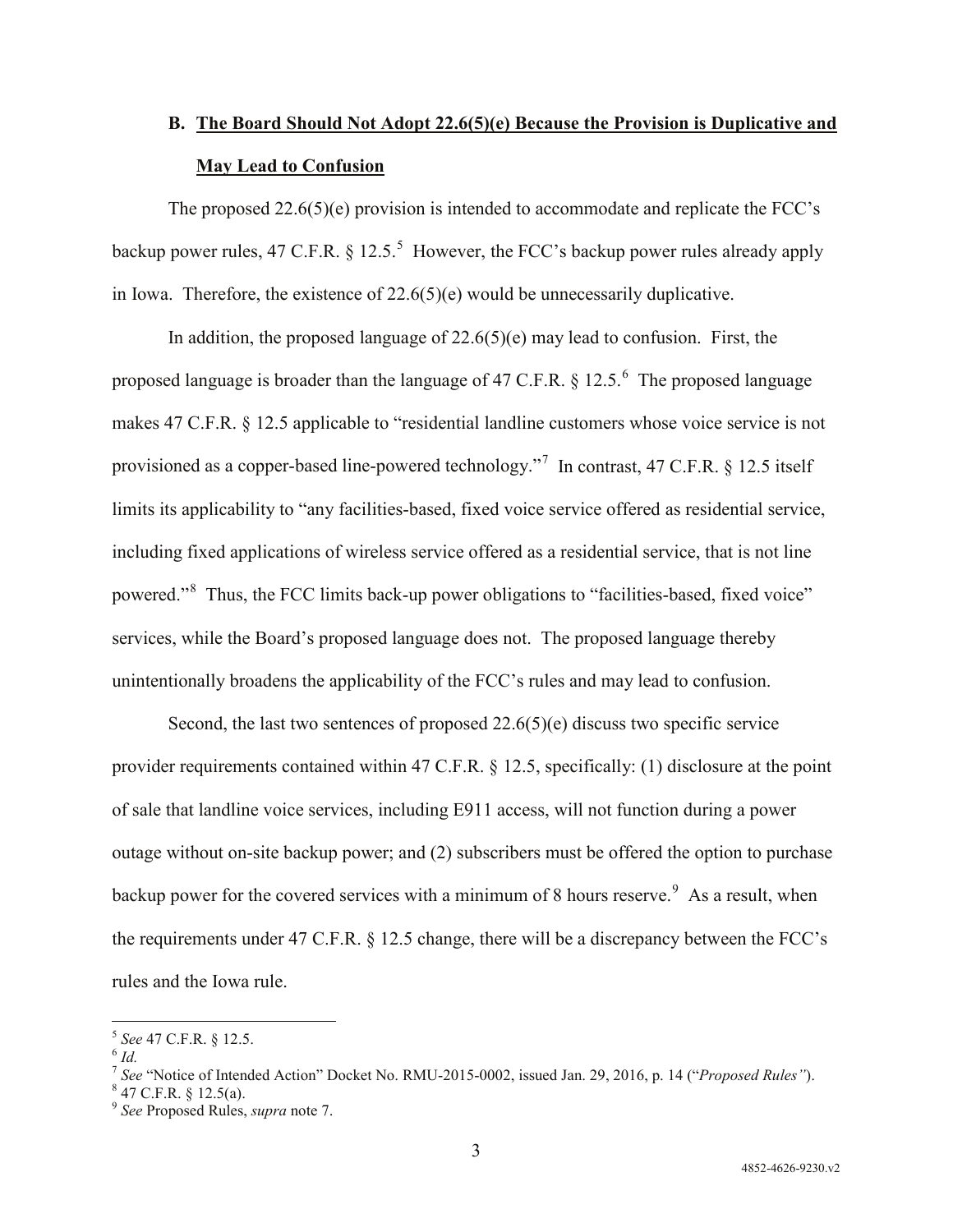### B. <u>The Board Should Not Adopt 22.6(5)(e) Because the Provision is Duplicative and May Lead to Confusion</u>

The proposed 22.6(5)(e) provision is intended to accommodate and replicate the FCC's backup power rules, 47 C.F.R. § 12.5.[5] However, the FCC's backup power rules already apply in Iowa. Therefore, the existence of 22.6(5)(e) would be unnecessarily duplicative.

In addition, the proposed language of 22.6(5)(e) may lead to confusion. First, the proposed language is broader than the language of 47 C.F.R. § 12.5.[6] The proposed language makes 47 C.F.R. § 12.5 applicable to "residential landline customers whose voice service is not provisioned as a copper-based line-powered technology."[7] In contrast, 47 C.F.R. § 12.5 itself limits its applicability to "any facilities-based, fixed voice service offered as residential service, including fixed applications of wireless service offered as a residential service, that is not line powered."[8] Thus, the FCC limits back-up power obligations to "facilities-based, fixed voice" services, while the Board's proposed language does not. The proposed language thereby unintentionally broadens the applicability of the FCC's rules and may lead to confusion.

Second, the last two sentences of proposed 22.6(5)(e) discuss two specific service provider requirements contained within 47 C.F.R. § 12.5, specifically: (1) disclosure at the point of sale that landline voice services, including E911 access, will not function during a power outage without on-site backup power; and (2) subscribers must be offered the option to purchase backup power for the covered services with a minimum of 8 hours reserve.[9] As a result, when the requirements under 47 C.F.R. § 12.5 change, there will be a discrepancy between the FCC's rules and the Iowa rule.

---

[5] *See* 47 C.F.R. § 12.5.
[6] *Id.*
[7] *See* "Notice of Intended Action" Docket No. RMU-2015-0002, issued Jan. 29, 2016, p. 14 ("*Proposed Rules*").
[8] 47 C.F.R. § 12.5(a).
[9] *See* Proposed Rules, *supra* note 7.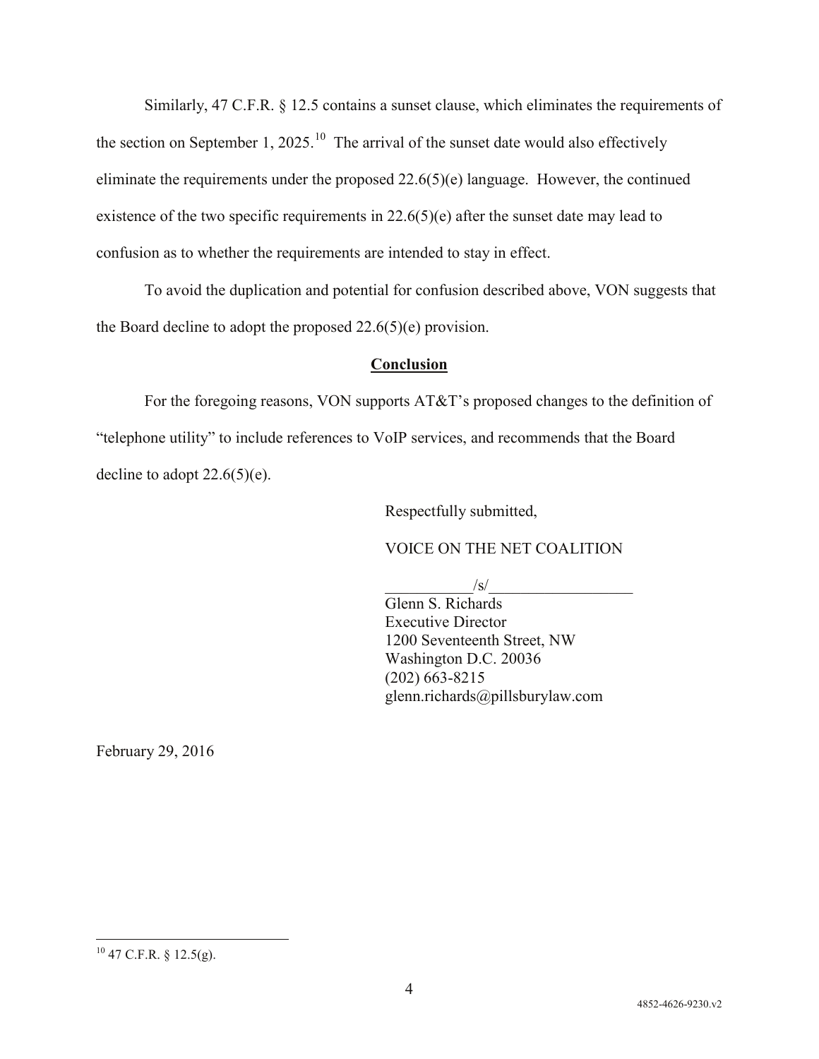Similarly, 47 C.F.R. § 12.5 contains a sunset clause, which eliminates the requirements of the section on September 1, 2025.[10] The arrival of the sunset date would also effectively eliminate the requirements under the proposed 22.6(5)(e) language. However, the continued existence of the two specific requirements in 22.6(5)(e) after the sunset date may lead to confusion as to whether the requirements are intended to stay in effect.

To avoid the duplication and potential for confusion described above, VON suggests that the Board decline to adopt the proposed 22.6(5)(e) provision.

## Conclusion

For the foregoing reasons, VON supports AT&T's proposed changes to the definition of "telephone utility" to include references to VoIP services, and recommends that the Board decline to adopt 22.6(5)(e).

Respectfully submitted,

VOICE ON THE NET COALITION

/s/

Glenn S. Richards
Executive Director
1200 Seventeenth Street, NW
Washington D.C. 20036
(202) 663-8215
glenn.richards@pillsburylaw.com

February 29, 2016

[10] 47 C.F.R. § 12.5(g).

4852-4626-9230.v2